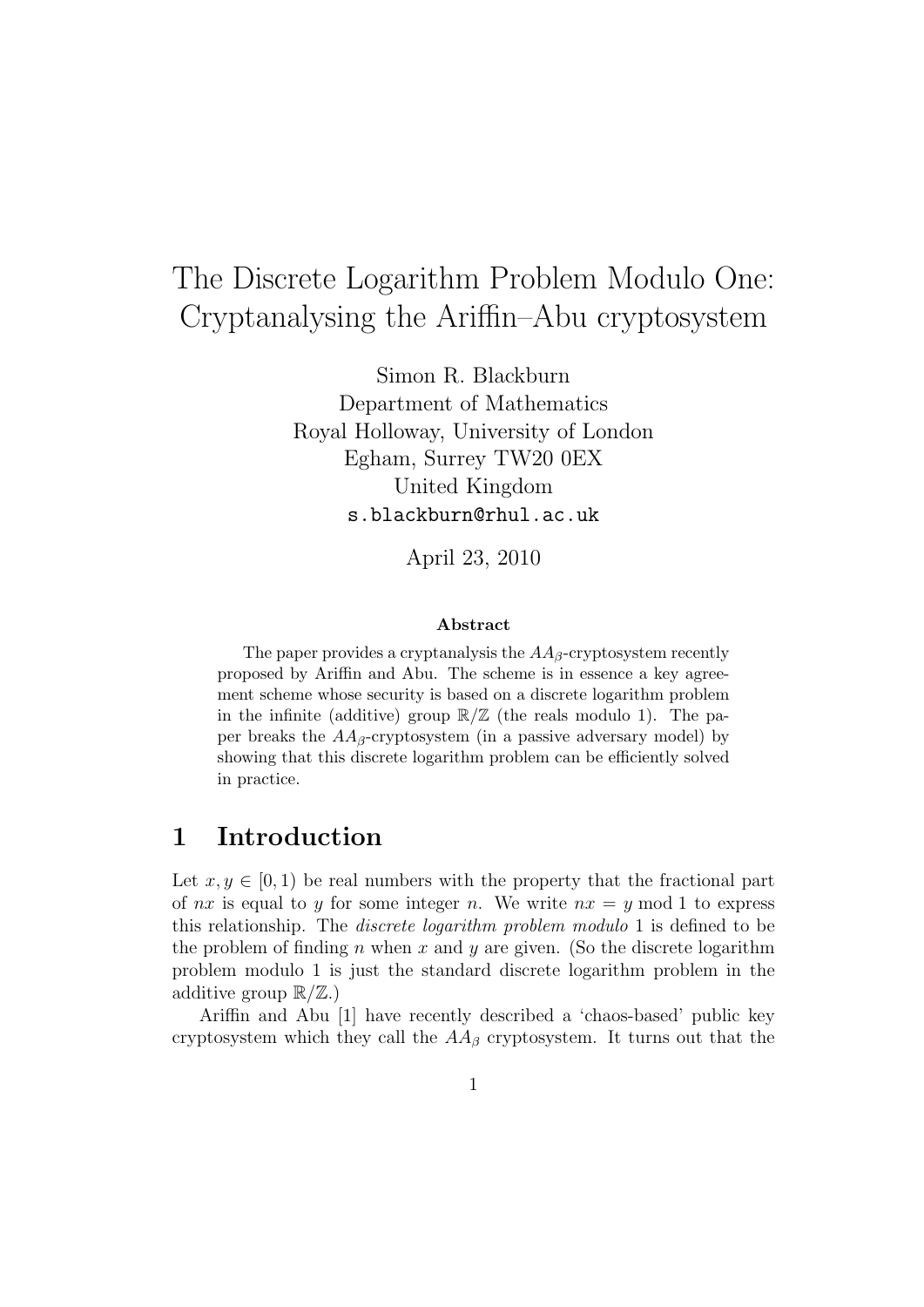# The Discrete Logarithm Problem Modulo One: Cryptanalysing the Ariffin–Abu cryptosystem

Simon R. Blackburn
Department of Mathematics
Royal Holloway, University of London
Egham, Surrey TW20 0EX
United Kingdom
s.blackburn@rhul.ac.uk

April 23, 2010

**Abstract**

The paper provides a cryptanalysis the $AA_\beta$-cryptosystem recently proposed by Ariffin and Abu. The scheme is in essence a key agreement scheme whose security is based on a discrete logarithm problem in the infinite (additive) group $\mathbb{R}/\mathbb{Z}$ (the reals modulo 1). The paper breaks the $AA_\beta$-cryptosystem (in a passive adversary model) by showing that this discrete logarithm problem can be efficiently solved in practice.

## 1 Introduction

Let $x, y \in [0, 1)$ be real numbers with the property that the fractional part of $nx$ is equal to $y$ for some integer $n$. We write $nx = y \bmod 1$ to express this relationship. The *discrete logarithm problem modulo* 1 is defined to be the problem of finding $n$ when $x$ and $y$ are given. (So the discrete logarithm problem modulo 1 is just the standard discrete logarithm problem in the additive group $\mathbb{R}/\mathbb{Z}$.)

Ariffin and Abu [1] have recently described a 'chaos-based' public key cryptosystem which they call the $AA_\beta$ cryptosystem. It turns out that the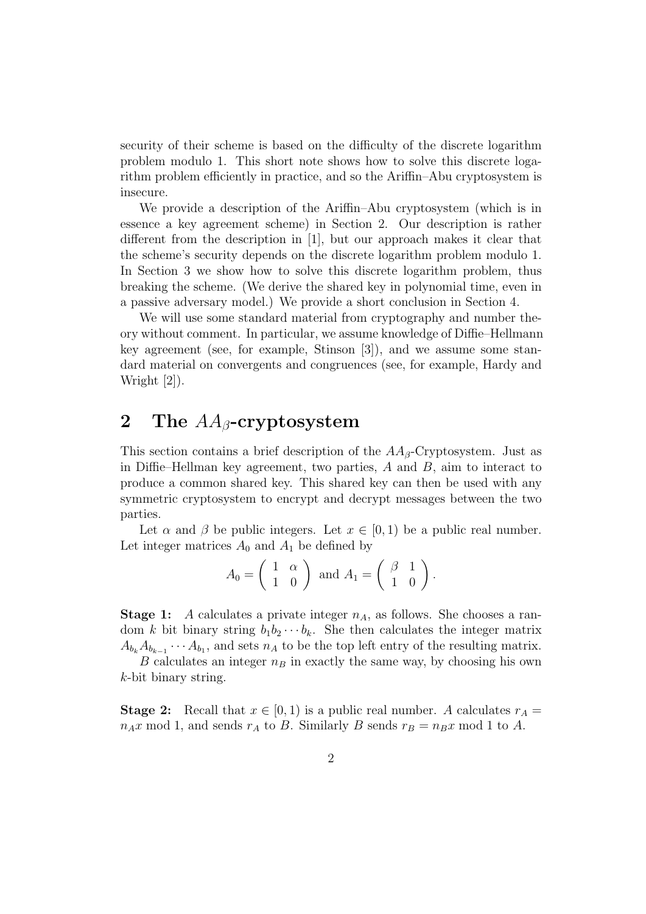security of their scheme is based on the difficulty of the discrete logarithm problem modulo 1. This short note shows how to solve this discrete logarithm problem efficiently in practice, and so the Ariffin–Abu cryptosystem is insecure.

We provide a description of the Ariffin–Abu cryptosystem (which is in essence a key agreement scheme) in Section 2. Our description is rather different from the description in [1], but our approach makes it clear that the scheme's security depends on the discrete logarithm problem modulo 1. In Section 3 we show how to solve this discrete logarithm problem, thus breaking the scheme. (We derive the shared key in polynomial time, even in a passive adversary model.) We provide a short conclusion in Section 4.

We will use some standard material from cryptography and number theory without comment. In particular, we assume knowledge of Diffie–Hellmann key agreement (see, for example, Stinson [3]), and we assume some standard material on convergents and congruences (see, for example, Hardy and Wright [2]).

## 2 The $AA_\beta$-cryptosystem

This section contains a brief description of the $AA_\beta$-Cryptosystem. Just as in Diffie–Hellman key agreement, two parties, $A$ and $B$, aim to interact to produce a common shared key. This shared key can then be used with any symmetric cryptosystem to encrypt and decrypt messages between the two parties.

Let $\alpha$ and $\beta$ be public integers. Let $x \in [0, 1)$ be a public real number. Let integer matrices $A_0$ and $A_1$ be defined by

$$A_0 = \begin{pmatrix} 1 & \alpha \\ 1 & 0 \end{pmatrix} \text{ and } A_1 = \begin{pmatrix} \beta & 1 \\ 1 & 0 \end{pmatrix}.$$

**Stage 1:** $A$ calculates a private integer $n_A$, as follows. She chooses a random $k$ bit binary string $b_1 b_2 \cdots b_k$. She then calculates the integer matrix $A_{b_k} A_{b_{k-1}} \cdots A_{b_1}$, and sets $n_A$ to be the top left entry of the resulting matrix.

$B$ calculates an integer $n_B$ in exactly the same way, by choosing his own $k$-bit binary string.

**Stage 2:** Recall that $x \in [0, 1)$ is a public real number. $A$ calculates $r_A = n_A x \bmod 1$, and sends $r_A$ to $B$. Similarly $B$ sends $r_B = n_B x \bmod 1$ to $A$.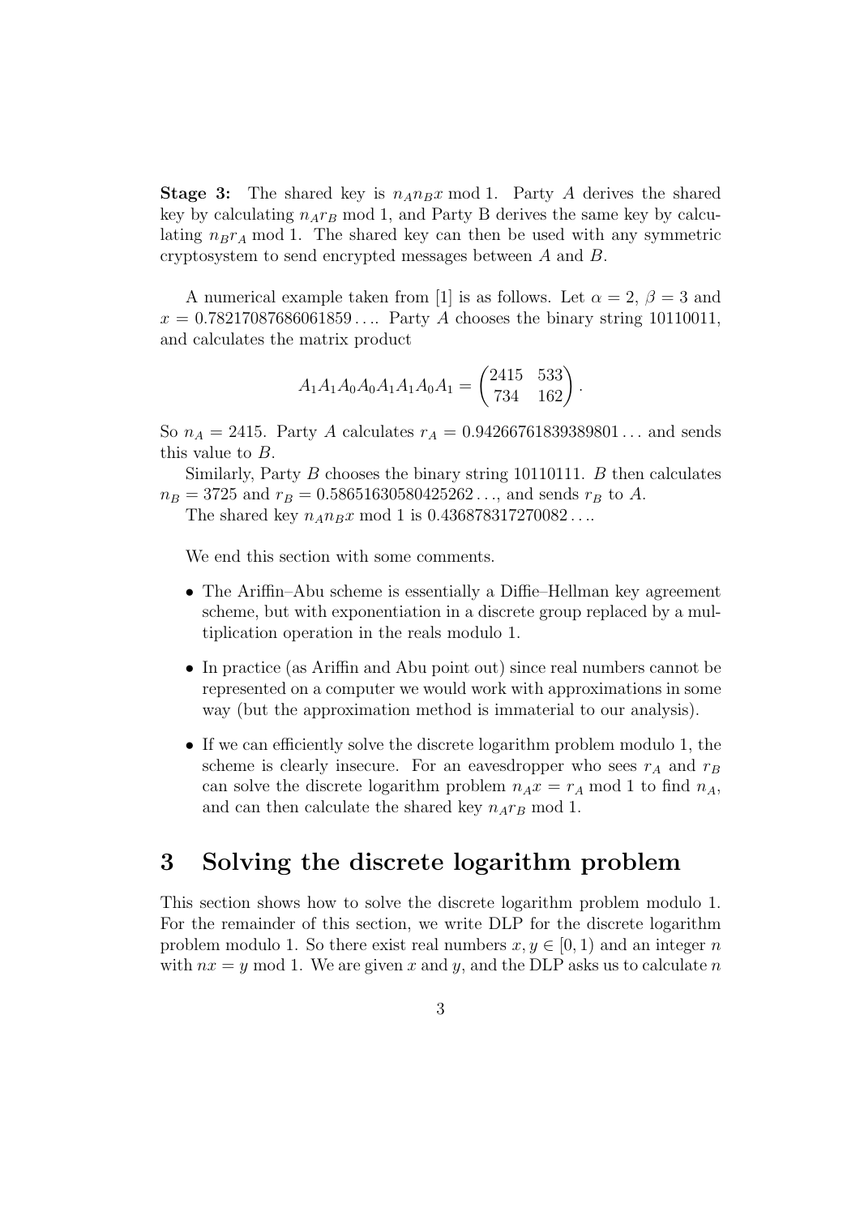**Stage 3:** The shared key is $n_A n_B x \bmod 1$. Party $A$ derives the shared key by calculating $n_A r_B \bmod 1$, and Party B derives the same key by calculating $n_B r_A \bmod 1$. The shared key can then be used with any symmetric cryptosystem to send encrypted messages between $A$ and $B$.

A numerical example taken from [1] is as follows. Let $\alpha = 2$, $\beta = 3$ and $x = 0.78217087686061859\ldots$. Party $A$ chooses the binary string 10110011, and calculates the matrix product

$$A_1 A_1 A_0 A_0 A_1 A_1 A_0 A_1 = \begin{pmatrix} 2415 & 533 \\ 734 & 162 \end{pmatrix}.$$

So $n_A = 2415$. Party $A$ calculates $r_A = 0.94266761839389801\ldots$ and sends this value to $B$.

Similarly, Party $B$ chooses the binary string 10110111. $B$ then calculates $n_B = 3725$ and $r_B = 0.58651630580425262\ldots$, and sends $r_B$ to $A$.

The shared key $n_A n_B x \bmod 1$ is $0.436878317270082\ldots$.

We end this section with some comments.

- The Ariffin–Abu scheme is essentially a Diffie–Hellman key agreement scheme, but with exponentiation in a discrete group replaced by a multiplication operation in the reals modulo 1.
- In practice (as Ariffin and Abu point out) since real numbers cannot be represented on a computer we would work with approximations in some way (but the approximation method is immaterial to our analysis).
- If we can efficiently solve the discrete logarithm problem modulo 1, the scheme is clearly insecure. For an eavesdropper who sees $r_A$ and $r_B$ can solve the discrete logarithm problem $n_A x = r_A \bmod 1$ to find $n_A$, and can then calculate the shared key $n_A r_B \bmod 1$.

## 3 Solving the discrete logarithm problem

This section shows how to solve the discrete logarithm problem modulo 1. For the remainder of this section, we write DLP for the discrete logarithm problem modulo 1. So there exist real numbers $x, y \in [0, 1)$ and an integer $n$ with $nx = y \bmod 1$. We are given $x$ and $y$, and the DLP asks us to calculate $n$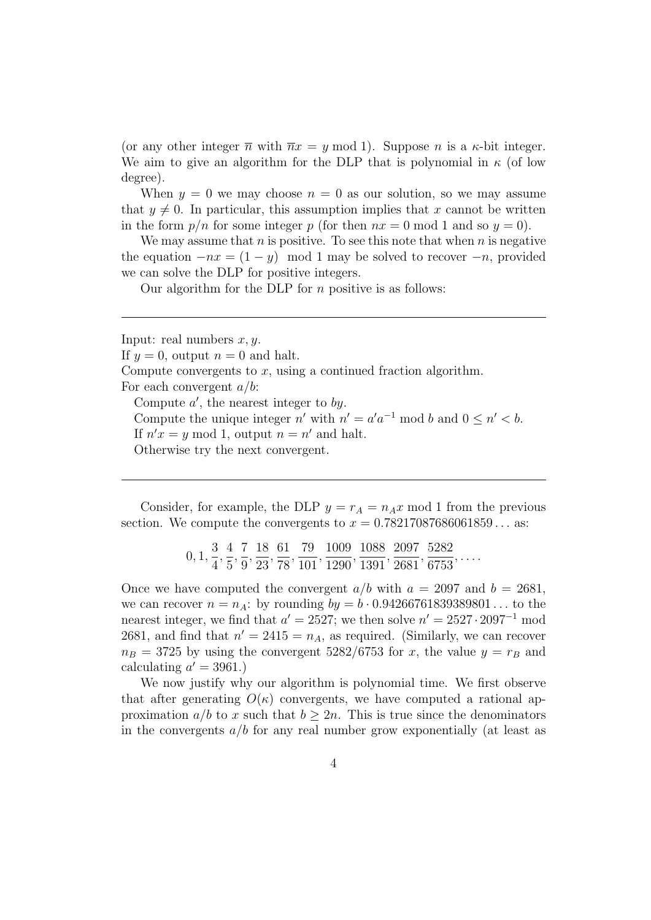(or any other integer $\overline{n}$ with $\overline{n}x = y \bmod 1$). Suppose $n$ is a $\kappa$-bit integer. We aim to give an algorithm for the DLP that is polynomial in $\kappa$ (of low degree).

When $y = 0$ we may choose $n = 0$ as our solution, so we may assume that $y \neq 0$. In particular, this assumption implies that $x$ cannot be written in the form $p/n$ for some integer $p$ (for then $nx = 0 \bmod 1$ and so $y = 0$).

We may assume that $n$ is positive. To see this note that when $n$ is negative the equation $-nx = (1 - y) \mod 1$ may be solved to recover $-n$, provided we can solve the DLP for positive integers.

Our algorithm for the DLP for $n$ positive is as follows:

---

Input: real numbers $x, y$.
If $y = 0$, output $n = 0$ and halt.
Compute convergents to $x$, using a continued fraction algorithm.
For each convergent $a/b$:
  Compute $a'$, the nearest integer to $by$.
  Compute the unique integer $n'$ with $n' = a'a^{-1} \bmod b$ and $0 \leq n' < b$.
  If $n'x = y \bmod 1$, output $n = n'$ and halt.
  Otherwise try the next convergent.

---

Consider, for example, the DLP $y = r_A = n_A x \bmod 1$ from the previous section. We compute the convergents to $x = 0.78217087686061859\ldots$ as:

$$0, 1, \frac{3}{4}, \frac{4}{5}, \frac{7}{9}, \frac{18}{23}, \frac{61}{78}, \frac{79}{101}, \frac{1009}{1290}, \frac{1088}{1391}, \frac{2097}{2681}, \frac{5282}{6753}, \ldots.$$

Once we have computed the convergent $a/b$ with $a = 2097$ and $b = 2681$, we can recover $n = n_A$: by rounding $by = b \cdot 0.94266761839389801\ldots$ to the nearest integer, we find that $a' = 2527$; we then solve $n' = 2527 \cdot 2097^{-1} \bmod 2681$, and find that $n' = 2415 = n_A$, as required. (Similarly, we can recover $n_B = 3725$ by using the convergent $5282/6753$ for $x$, the value $y = r_B$ and calculating $a' = 3961$.)

We now justify why our algorithm is polynomial time. We first observe that after generating $O(\kappa)$ convergents, we have computed a rational approximation $a/b$ to $x$ such that $b \geq 2n$. This is true since the denominators in the convergents $a/b$ for any real number grow exponentially (at least as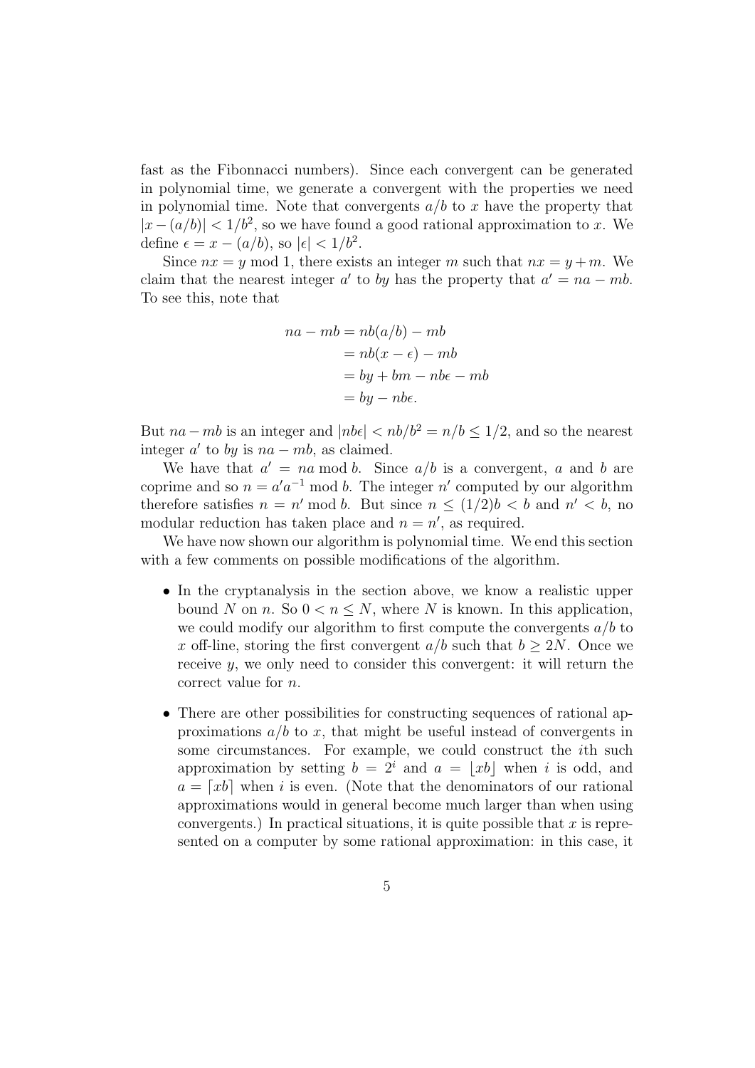fast as the Fibonnacci numbers). Since each convergent can be generated in polynomial time, we generate a convergent with the properties we need in polynomial time. Note that convergents $a/b$ to $x$ have the property that $|x-(a/b)| < 1/b^2$, so we have found a good rational approximation to $x$. We define $\epsilon = x - (a/b)$, so $|\epsilon| < 1/b^2$.

Since $nx = y \bmod 1$, there exists an integer $m$ such that $nx = y + m$. We claim that the nearest integer $a'$ to $by$ has the property that $a' = na - mb$. To see this, note that

$$
\begin{aligned}
na - mb &= nb(a/b) - mb \\
&= nb(x - \epsilon) - mb \\
&= by + bm - nb\epsilon - mb \\
&= by - nb\epsilon.
\end{aligned}
$$

But $na - mb$ is an integer and $|nb\epsilon| < nb/b^2 = n/b \leq 1/2$, and so the nearest integer $a'$ to $by$ is $na - mb$, as claimed.

We have that $a' = na \bmod b$. Since $a/b$ is a convergent, $a$ and $b$ are coprime and so $n = a'a^{-1} \bmod b$. The integer $n'$ computed by our algorithm therefore satisfies $n = n' \bmod b$. But since $n \leq (1/2)b < b$ and $n' < b$, no modular reduction has taken place and $n = n'$, as required.

We have now shown our algorithm is polynomial time. We end this section with a few comments on possible modifications of the algorithm.

- In the cryptanalysis in the section above, we know a realistic upper bound $N$ on $n$. So $0 < n \leq N$, where $N$ is known. In this application, we could modify our algorithm to first compute the convergents $a/b$ to $x$ off-line, storing the first convergent $a/b$ such that $b \geq 2N$. Once we receive $y$, we only need to consider this convergent: it will return the correct value for $n$.

- There are other possibilities for constructing sequences of rational approximations $a/b$ to $x$, that might be useful instead of convergents in some circumstances. For example, we could construct the $i$th such approximation by setting $b = 2^i$ and $a = \lfloor xb \rfloor$ when $i$ is odd, and $a = \lceil xb \rceil$ when $i$ is even. (Note that the denominators of our rational approximations would in general become much larger than when using convergents.) In practical situations, it is quite possible that $x$ is represented on a computer by some rational approximation: in this case, it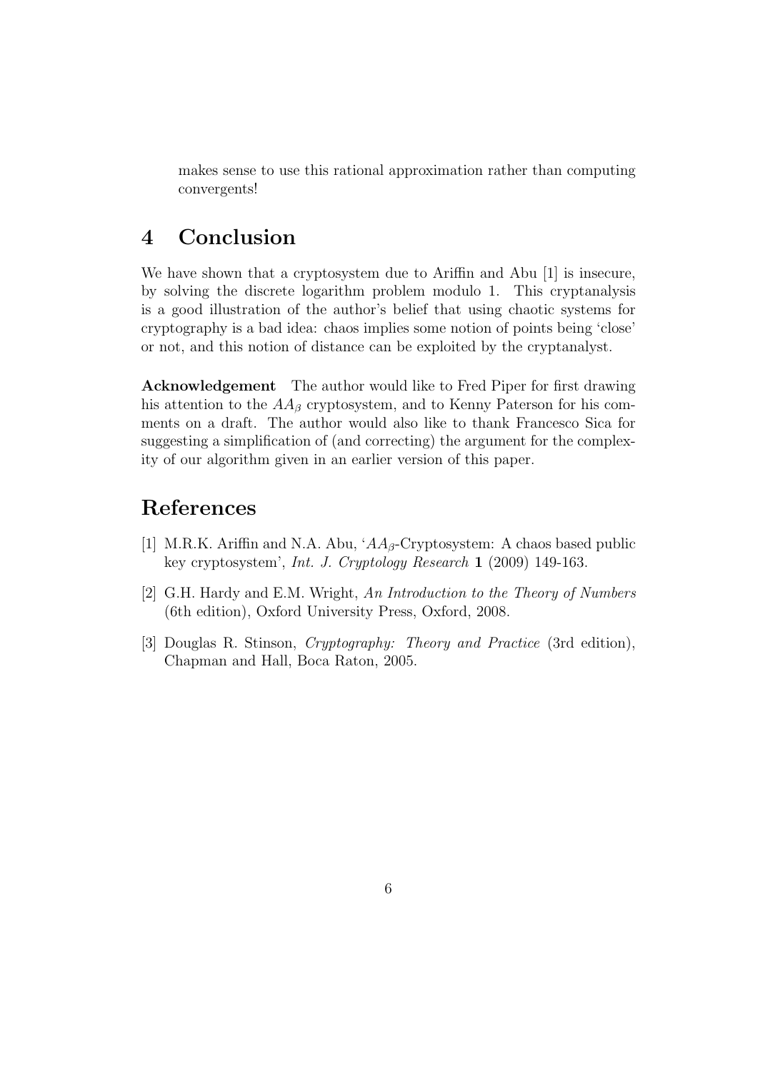makes sense to use this rational approximation rather than computing convergents!

## 4 Conclusion

We have shown that a cryptosystem due to Ariffin and Abu [1] is insecure, by solving the discrete logarithm problem modulo 1. This cryptanalysis is a good illustration of the author's belief that using chaotic systems for cryptography is a bad idea: chaos implies some notion of points being 'close' or not, and this notion of distance can be exploited by the cryptanalyst.

**Acknowledgement** The author would like to Fred Piper for first drawing his attention to the $AA_\beta$ cryptosystem, and to Kenny Paterson for his comments on a draft. The author would also like to thank Francesco Sica for suggesting a simplification of (and correcting) the argument for the complexity of our algorithm given in an earlier version of this paper.

## References

[1] M.R.K. Ariffin and N.A. Abu, '$AA_\beta$-Cryptosystem: A chaos based public key cryptosystem', *Int. J. Cryptology Research* **1** (2009) 149-163.

[2] G.H. Hardy and E.M. Wright, *An Introduction to the Theory of Numbers* (6th edition), Oxford University Press, Oxford, 2008.

[3] Douglas R. Stinson, *Cryptography: Theory and Practice* (3rd edition), Chapman and Hall, Boca Raton, 2005.